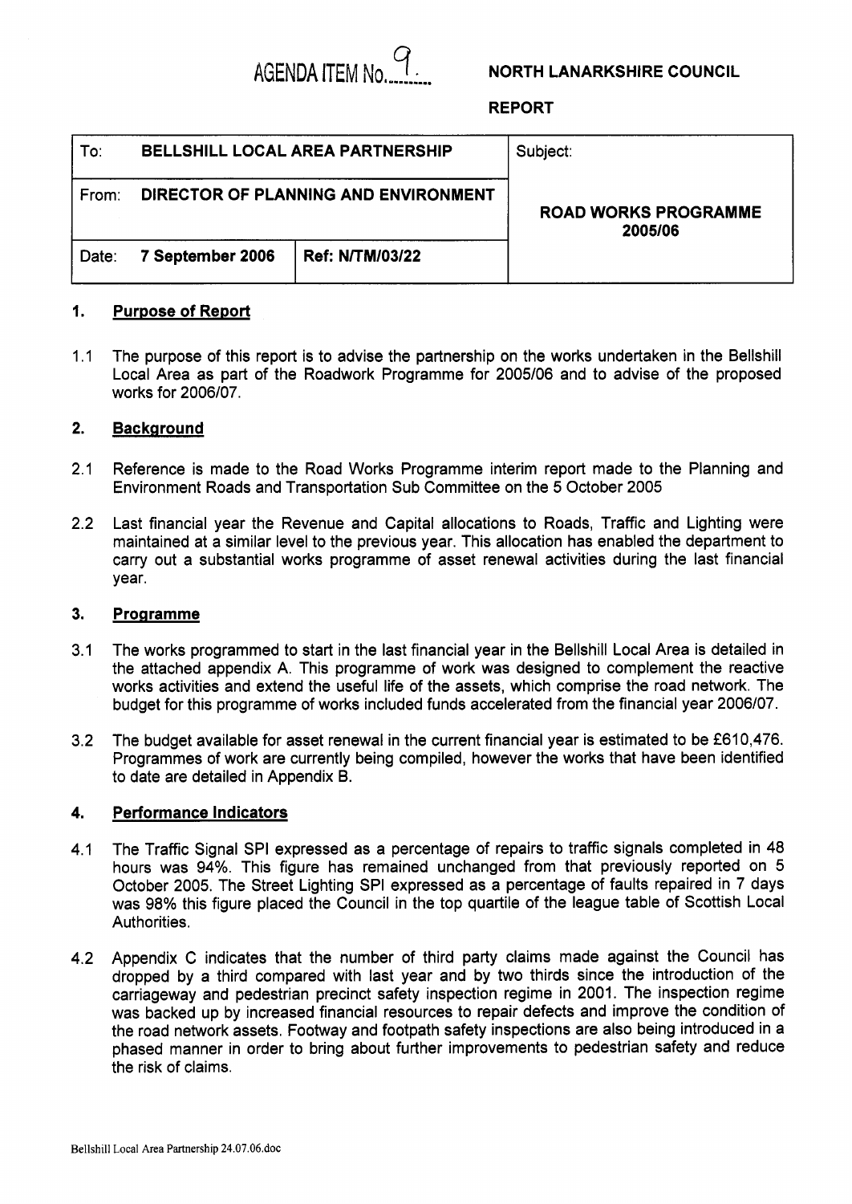AGENDA ITEM No. 9

**NORTH LANARKSHIRE COUNCIL**

**REPORT**

| To: **BELLSHILL LOCAL AREA PARTNERSHIP** | | Subject: |
|---|---|---|
| From: **DIRECTOR OF PLANNING AND ENVIRONMENT** | | **ROAD WORKS PROGRAMME 2005/06** |
| Date: **7 September 2006** | **Ref: N/TM/03/22** | |

## 1. Purpose of Report

1.1 The purpose of this report is to advise the partnership on the works undertaken in the Bellshill Local Area as part of the Roadwork Programme for 2005/06 and to advise of the proposed works for 2006/07.

## 2. Background

2.1 Reference is made to the Road Works Programme interim report made to the Planning and Environment Roads and Transportation Sub Committee on the 5 October 2005

2.2 Last financial year the Revenue and Capital allocations to Roads, Traffic and Lighting were maintained at a similar level to the previous year. This allocation has enabled the department to carry out a substantial works programme of asset renewal activities during the last financial year.

## 3. Programme

3.1 The works programmed to start in the last financial year in the Bellshill Local Area is detailed in the attached appendix A. This programme of work was designed to complement the reactive works activities and extend the useful life of the assets, which comprise the road network. The budget for this programme of works included funds accelerated from the financial year 2006/07.

3.2 The budget available for asset renewal in the current financial year is estimated to be £610,476. Programmes of work are currently being compiled, however the works that have been identified to date are detailed in Appendix B.

## 4. Performance Indicators

4.1 The Traffic Signal SPI expressed as a percentage of repairs to traffic signals completed in 48 hours was 94%. This figure has remained unchanged from that previously reported on 5 October 2005. The Street Lighting SPI expressed as a percentage of faults repaired in 7 days was 98% this figure placed the Council in the top quartile of the league table of Scottish Local Authorities.

4.2 Appendix C indicates that the number of third party claims made against the Council has dropped by a third compared with last year and by two thirds since the introduction of the carriageway and pedestrian precinct safety inspection regime in 2001. The inspection regime was backed up by increased financial resources to repair defects and improve the condition of the road network assets. Footway and footpath safety inspections are also being introduced in a phased manner in order to bring about further improvements to pedestrian safety and reduce the risk of claims.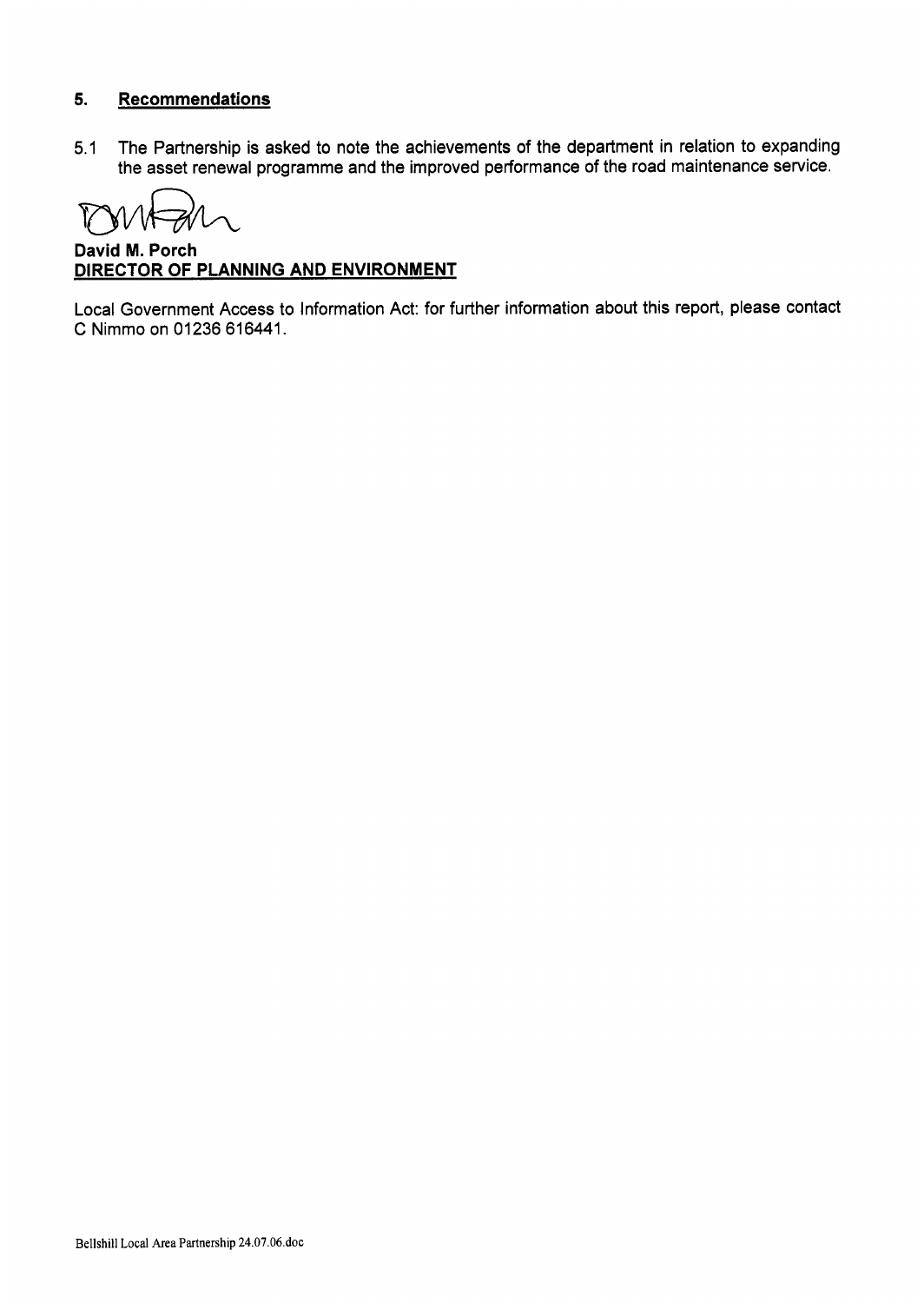## 5. Recommendations

5.1 The Partnership is asked to note the achievements of the department in relation to expanding the asset renewal programme and the improved performance of the road maintenance service.

**David M. Porch**
**DIRECTOR OF PLANNING AND ENVIRONMENT**

Local Government Access to Information Act: for further information about this report, please contact C Nimmo on 01236 616441.

Bellshill Local Area Partnership 24.07.06.doc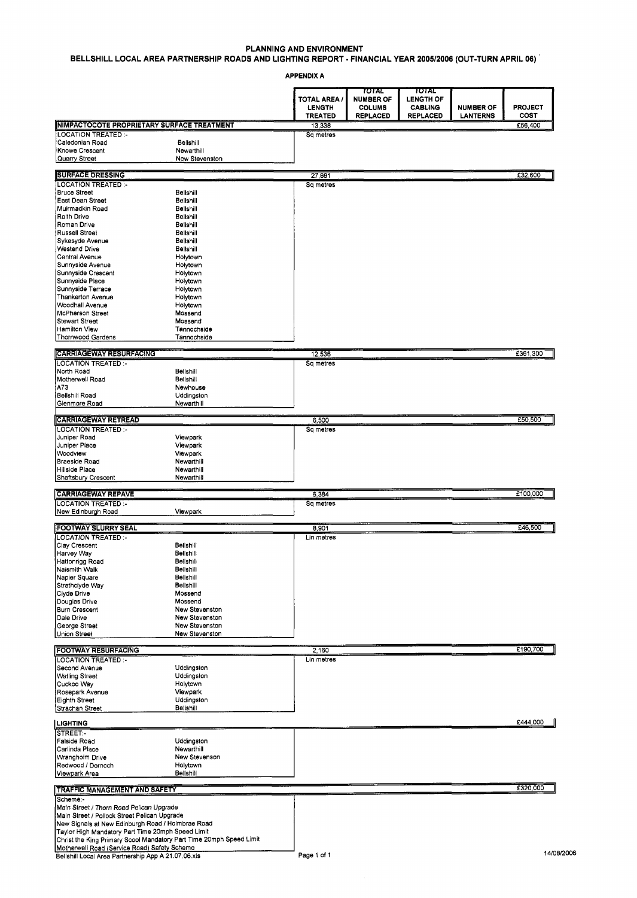# PLANNING AND ENVIRONMENT

## BELLSHILL LOCAL AREA PARTNERSHIP ROADS AND LIGHTING REPORT - FINANCIAL YEAR 2005/2006 (OUT-TURN APRIL 06)

**APPENDIX A**

| | | TOTAL AREA / LENGTH TREATED | TOTAL NUMBER OF COLUMS REPLACED | TOTAL LENGTH OF CABLING REPLACED | NUMBER OF LANTERNS | PROJECT COST |
|---|---|---|---|---|---|---|
| **NIMPACTOCOTE PROPRIETARY SURFACE TREATMENT** | | 13,338 | | | | £56,400 |
| LOCATION TREATED :- | | Sq metres | | | | |
| Caledonian Road | Bellshill | | | | | |
| Knowe Crescent | Newarthill | | | | | |
| Quarry Street | New Stevenston | | | | | |
| **SURFACE DRESSING** | | 27,881 | | | | £32,600 |
| LOCATION TREATED :- | | Sq metres | | | | |
| Bruce Street | Bellshill | | | | | |
| East Dean Street | Bellshill | | | | | |
| Muirmadkin Road | Bellshill | | | | | |
| Raith Drive | Bellshill | | | | | |
| Roman Drive | Bellshill | | | | | |
| Russell Street | Bellshill | | | | | |
| Sykesyde Avenue | Bellshill | | | | | |
| Westend Drive | Bellshill | | | | | |
| Central Avenue | Holytown | | | | | |
| Sunnyside Avenue | Holytown | | | | | |
| Sunnyside Crescent | Holytown | | | | | |
| Sunnyside Place | Holytown | | | | | |
| Sunnyside Terrace | Holytown | | | | | |
| Thankerton Avenue | Holytown | | | | | |
| Woodhall Avenue | Holytown | | | | | |
| McPherson Street | Mossend | | | | | |
| Stewart Street | Mossend | | | | | |
| Hamilton View | Tannochside | | | | | |
| Thornwood Gardens | Tannochside | | | | | |
| **CARRIAGEWAY RESURFACING** | | 12,536 | | | | £361,300 |
| LOCATION TREATED :- | | Sq metres | | | | |
| North Road | Bellshill | | | | | |
| Motherwell Road | Bellshill | | | | | |
| A73 | Newhouse | | | | | |
| Bellshill Road | Uddingston | | | | | |
| Glenmore Road | Newarthill | | | | | |
| **CARRIAGEWAY RETREAD** | | 6,500 | | | | £50,500 |
| LOCATION TREATED :- | | Sq metres | | | | |
| Juniper Road | Viewpark | | | | | |
| Juniper Place | Viewpark | | | | | |
| Woodview | Viewpark | | | | | |
| Braeside Road | Newarthill | | | | | |
| Hillside Place | Newarthill | | | | | |
| Shaftsbury Crescent | Newarthill | | | | | |
| **CARRIAGEWAY REPAVE** | | 6,384 | | | | £100,000 |
| LOCATION TREATED :- | | Sq metres | | | | |
| New Edinburgh Road | Viewpark | | | | | |
| **FOOTWAY SLURRY SEAL** | | 8,901 | | | | £46,500 |
| LOCATION TREATED :- | | Lin metres | | | | |
| Clay Crescent | Bellshill | | | | | |
| Harvey Way | Bellshill | | | | | |
| Hattonrigg Road | Bellshill | | | | | |
| Naismith Walk | Bellshill | | | | | |
| Napier Square | Bellshill | | | | | |
| Strathclyde Way | Bellshill | | | | | |
| Clyde Drive | Mossend | | | | | |
| Douglas Drive | Mossend | | | | | |
| Burn Crescent | New Stevenston | | | | | |
| Dale Drive | New Stevenston | | | | | |
| George Street | New Stevenston | | | | | |
| Union Street | New Stevenston | | | | | |
| **FOOTWAY RESURFACING** | | 2,160 | | | | £190,700 |
| LOCATION TREATED :- | | Lin metres | | | | |
| Second Avenue | Uddingston | | | | | |
| Watling Street | Uddingston | | | | | |
| Cuckoo Way | Holytown | | | | | |
| Rosepark Avenue | Viewpark | | | | | |
| Eighth Street | Uddingston | | | | | |
| Strachan Street | Bellshill | | | | | |
| **LIGHTING** | | | | | | £444,000 |
| STREET:- | | | | | | |
| Falside Road | Uddingston | | | | | |
| Carlinda Place | Newarthill | | | | | |
| Wrangholm Drive | New Stevenson | | | | | |
| Redwood / Dornoch | Holytown | | | | | |
| Viewpark Area | Bellshill | | | | | |
| **TRAFFIC MANAGEMENT AND SAFETY** | | | | | | £320,000 |
| Scheme:- | | | | | | |
| Main Street / Thorn Road Pelican Upgrade | | | | | | |
| Main Street / Pollock Street Pelican Upgrade | | | | | | |
| New Signals at New Edinburgh Road / Holmbrae Road | | | | | | |
| Taylor High Mandatory Part Time 20mph Speed Limit | | | | | | |
| Christ the King Primary Scool Mandatory Part Time 20mph Speed Limit | | | | | | |
| Motherwell Road (Service Road) Safety Scheme | | | | | | |

Bellshill Local Area Partnership App A 21.07.06.xls

14/08/2006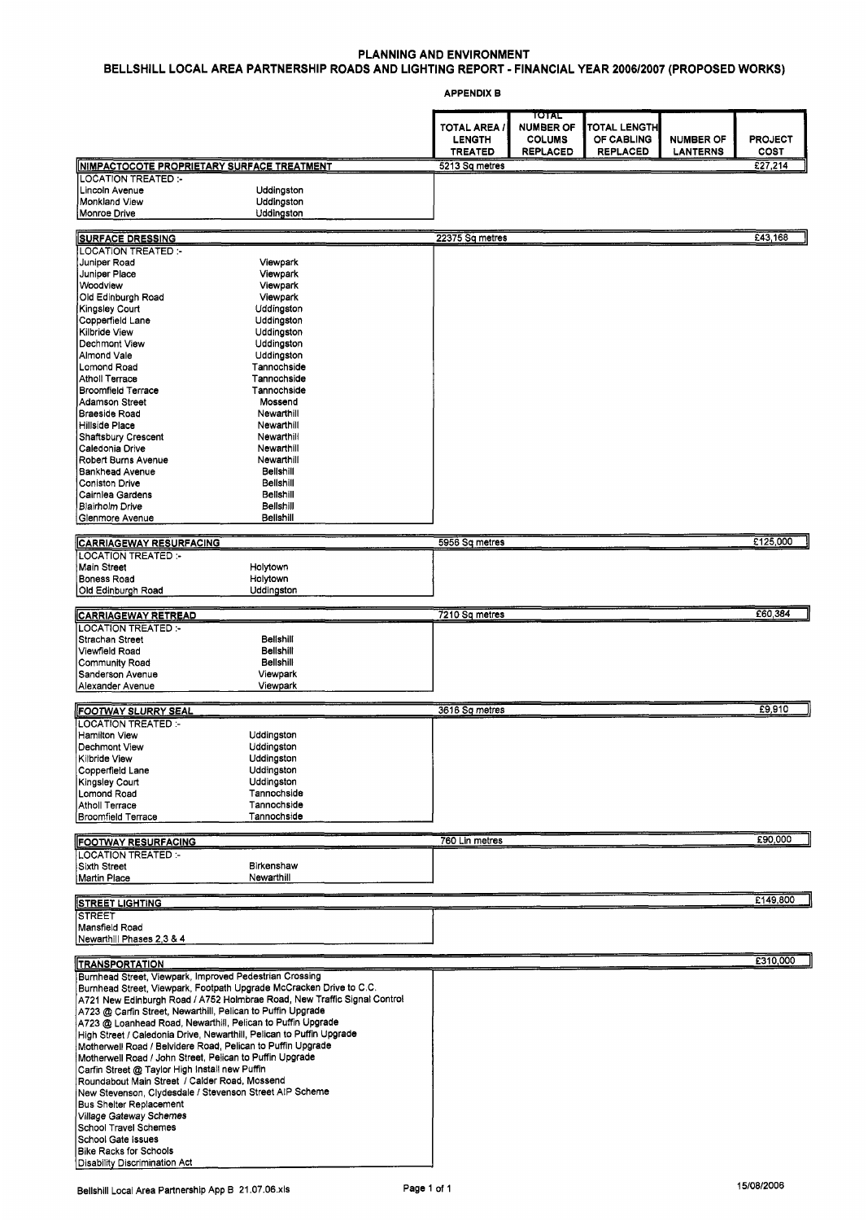# PLANNING AND ENVIRONMENT

## BELLSHILL LOCAL AREA PARTNERSHIP ROADS AND LIGHTING REPORT - FINANCIAL YEAR 2006/2007 (PROPOSED WORKS)

**APPENDIX B**

| | | TOTAL AREA / LENGTH TREATED | TOTAL NUMBER OF COLUMS REPLACED | TOTAL LENGTH OF CABLING REPLACED | NUMBER OF LANTERNS | PROJECT COST |
|---|---|---|---|---|---|---|
| **NIMPACTOCOTE PROPRIETARY SURFACE TREATMENT** | | 5213 Sq metres | | | | £27,214 |
| LOCATION TREATED :- | | | | | | |
| Lincoln Avenue | Uddingston | | | | | |
| Monkland View | Uddingston | | | | | |
| Monroe Drive | Uddingston | | | | | |
| **SURFACE DRESSING** | | 22375 Sq metres | | | | £43,168 |
| LOCATION TREATED :- | | | | | | |
| Juniper Road | Viewpark | | | | | |
| Juniper Place | Viewpark | | | | | |
| Woodview | Viewpark | | | | | |
| Old Edinburgh Road | Viewpark | | | | | |
| Kingsley Court | Uddingston | | | | | |
| Copperfield Lane | Uddingston | | | | | |
| Kilbride View | Uddingston | | | | | |
| Dechmont View | Uddingston | | | | | |
| Almond Vale | Uddingston | | | | | |
| Lomond Road | Tannochside | | | | | |
| Atholl Terrace | Tannochside | | | | | |
| Broomfield Terrace | Tannochside | | | | | |
| Adamson Street | Mossend | | | | | |
| Braeside Road | Newarthill | | | | | |
| Hillside Place | Newarthill | | | | | |
| Shaftsbury Crescent | Newarthill | | | | | |
| Caledonia Drive | Newarthill | | | | | |
| Robert Burns Avenue | Newarthill | | | | | |
| Bankhead Avenue | Bellshill | | | | | |
| Coniston Drive | Bellshill | | | | | |
| Cairnlea Gardens | Bellshill | | | | | |
| Blairholm Drive | Bellshill | | | | | |
| Glenmore Avenue | Bellshill | | | | | |
| **CARRIAGEWAY RESURFACING** | | 5956 Sq metres | | | | £125,000 |
| LOCATION TREATED :- | | | | | | |
| Main Street | Holytown | | | | | |
| Boness Road | Holytown | | | | | |
| Old Edinburgh Road | Uddingston | | | | | |
| **CARRIAGEWAY RETREAD** | | 7210 Sq metres | | | | £60,384 |
| LOCATION TREATED :- | | | | | | |
| Strachan Street | Bellshill | | | | | |
| Viewfield Road | Bellshill | | | | | |
| Community Road | Bellshill | | | | | |
| Sanderson Avenue | Viewpark | | | | | |
| Alexander Avenue | Viewpark | | | | | |
| **FOOTWAY SLURRY SEAL** | | 3616 Sq metres | | | | £9,910 |
| LOCATION TREATED :- | | | | | | |
| Hamilton View | Uddingston | | | | | |
| Dechmont View | Uddingston | | | | | |
| Kilbride View | Uddingston | | | | | |
| Copperfield Lane | Uddingston | | | | | |
| Kingsley Court | Uddingston | | | | | |
| Lomond Road | Tannochside | | | | | |
| Atholl Terrace | Tannochside | | | | | |
| Broomfield Terrace | Tannochside | | | | | |
| **FOOTWAY RESURFACING** | | 760 Lin metres | | | | £90,000 |
| LOCATION TREATED :- | | | | | | |
| Sixth Street | Birkenshaw | | | | | |
| Martin Place | Newarthill | | | | | |
| **STREET LIGHTING** | | | | | | £149,800 |
| STREET | | | | | | |
| Mansfield Road | | | | | | |
| Newarthill Phases 2,3 & 4 | | | | | | |
| **TRANSPORTATION** | | | | | | £310,000 |
| Burnhead Street, Viewpark, Improved Pedestrian Crossing | | | | | | |
| Burnhead Street, Viewpark, Footpath Upgrade McCracken Drive to C.C. | | | | | | |
| A721 New Edinburgh Road / A752 Holmbrae Road, New Traffic Signal Control | | | | | | |
| A723 @ Carfin Street, Newarthill, Pelican to Puffin Upgrade | | | | | | |
| A723 @ Loanhead Road, Newarthill, Pelican to Puffin Upgrade | | | | | | |
| High Street / Caledonia Drive, Newarthill, Pelican to Puffin Upgrade | | | | | | |
| Motherwell Road / Belvidere Road, Pelican to Puffin Upgrade | | | | | | |
| Motherwell Road / John Street, Pelican to Puffin Upgrade | | | | | | |
| Carfin Street @ Taylor High Install new Puffin | | | | | | |
| Roundabout Main Street / Calder Road, Mossend | | | | | | |
| New Stevenson, Clydesdale / Stevenson Street AIP Scheme | | | | | | |
| Bus Shelter Replacement | | | | | | |
| Village Gateway Schemes | | | | | | |
| School Travel Schemes | | | | | | |
| School Gate Issues | | | | | | |
| Bike Racks for Schools | | | | | | |
| Disability Discrimination Act | | | | | | |

Bellshill Local Area Partnership App B 21.07.06.xls

15/08/2006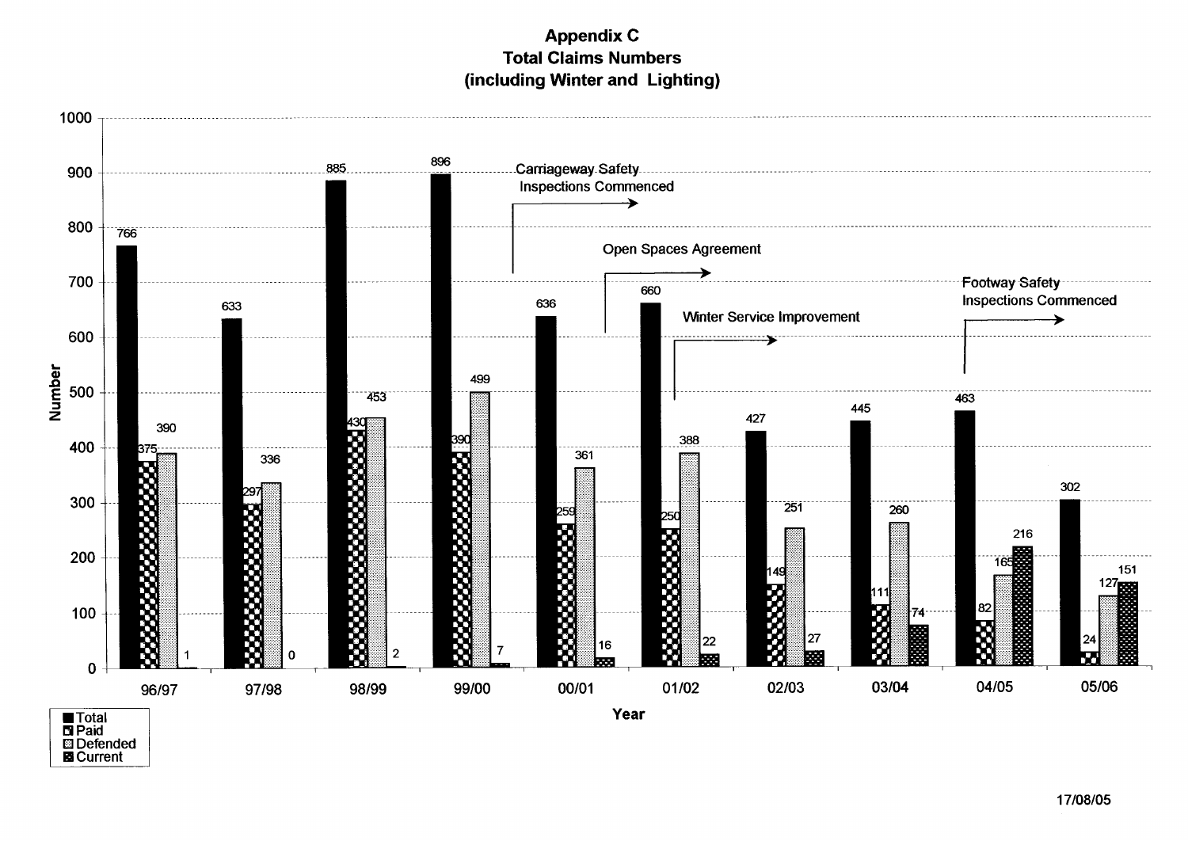# Appendix C
## Total Claims Numbers
## (including Winter and Lighting)

1000
900
800
700
600
500
400
300
200
100
0

Number

766
375
390
1
633
297
336
0
885
430
453
2
896
390
499
7
636
259
361
16
660
250
388
22
427
149
251
27
445
111
260
74
463
82
165
216
302
24
127
151

Carriageway Safety Inspections Commenced

Open Spaces Agreement

Winter Service Improvement

Footway Safety Inspections Commenced

96/97
97/98
98/99
99/00
00/01
01/02
02/03
03/04
04/05
05/06

Year

Total
Paid
Defended
Current

17/08/05